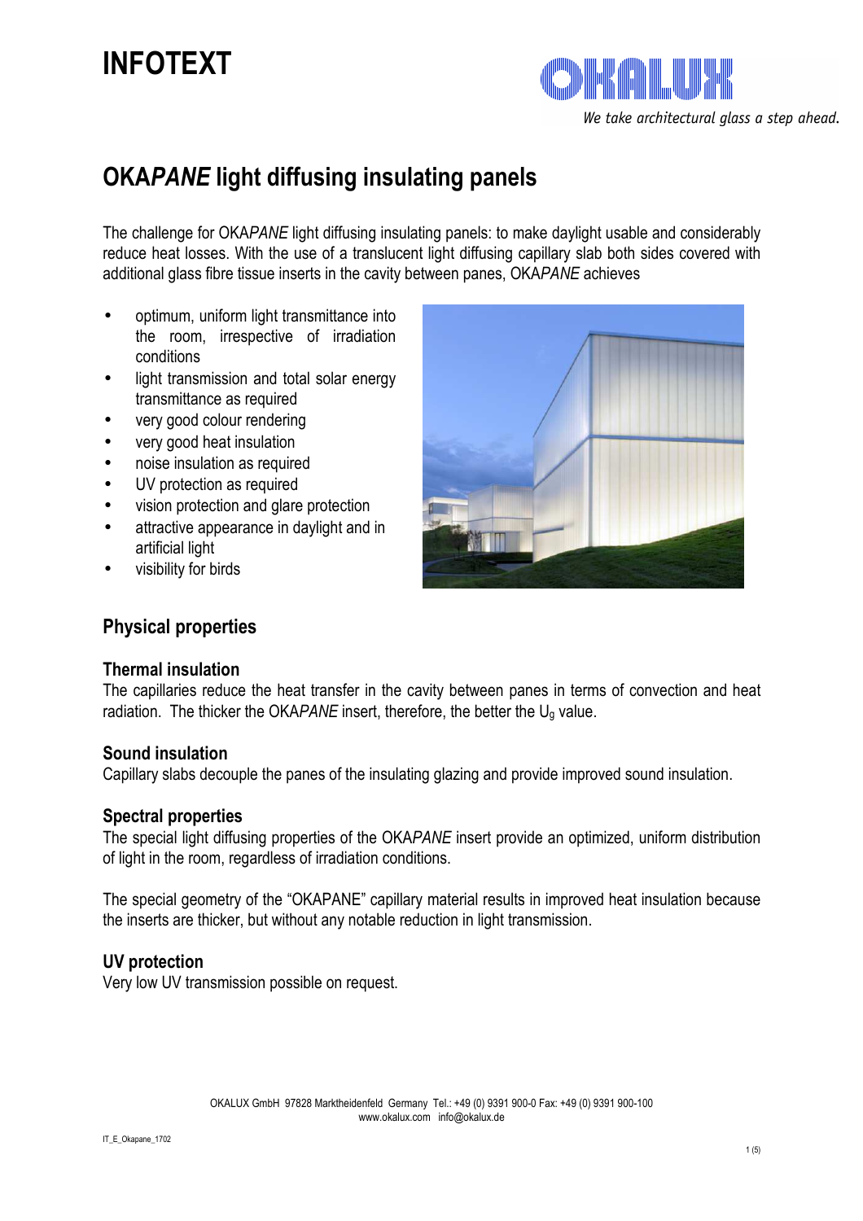# INFOTEXT

We take architectural glass a step ahead.

## OKA*PANE* light diffusing insulating panels

The challenge for OKA*PANE* light diffusing insulating panels: to make daylight usable and considerably reduce heat losses. With the use of a translucent light diffusing capillary slab both sides covered with additional glass fibre tissue inserts in the cavity between panes, OKA*PANE* achieves

- optimum, uniform light transmittance into the room, irrespective of irradiation conditions
- light transmission and total solar energy transmittance as required
- very good colour rendering
- very good heat insulation
- noise insulation as required
- UV protection as required
- vision protection and glare protection
- attractive appearance in daylight and in artificial light
- visibility for birds

## Physical properties

### Thermal insulation

The capillaries reduce the heat transfer in the cavity between panes in terms of convection and heat radiation. The thicker the OKA*PANE* insert, therefore, the better the $U_g$ value.

### Sound insulation

Capillary slabs decouple the panes of the insulating glazing and provide improved sound insulation.

### Spectral properties

The special light diffusing properties of the OKA*PANE* insert provide an optimized, uniform distribution of light in the room, regardless of irradiation conditions.

The special geometry of the "OKAPANE" capillary material results in improved heat insulation because the inserts are thicker, but without any notable reduction in light transmission.

### UV protection

Very low UV transmission possible on request.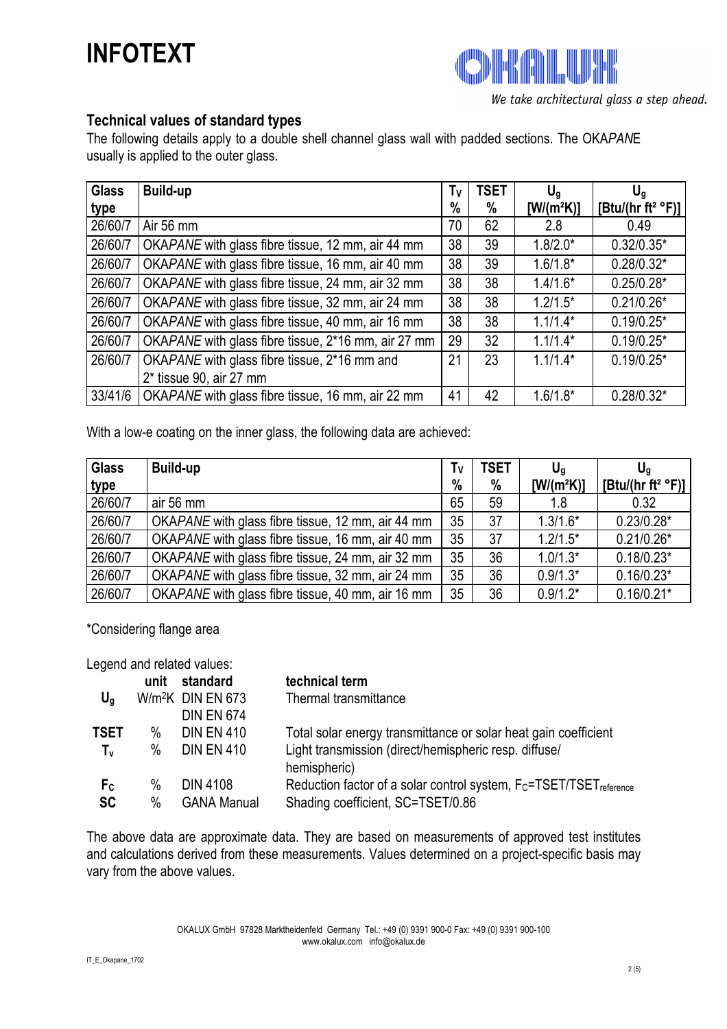## Technical values of standard types

The following details apply to a double shell channel glass wall with padded sections. The OKA*PAN*E usually is applied to the outer glass.

| Glass type | Build-up | $T_V$ % | TSET % | $U_g$ [W/(m²K)] | $U_g$ [Btu/(hr ft² °F)] |
|---|---|---|---|---|---|
| 26/60/7 | Air 56 mm | 70 | 62 | 2.8 | 0.49 |
| 26/60/7 | OKA*PANE* with glass fibre tissue, 12 mm, air 44 mm | 38 | 39 | 1.8/2.0* | 0.32/0.35* |
| 26/60/7 | OKA*PANE* with glass fibre tissue, 16 mm, air 40 mm | 38 | 39 | 1.6/1.8* | 0.28/0.32* |
| 26/60/7 | OKA*PANE* with glass fibre tissue, 24 mm, air 32 mm | 38 | 38 | 1.4/1.6* | 0.25/0.28* |
| 26/60/7 | OKA*PANE* with glass fibre tissue, 32 mm, air 24 mm | 38 | 38 | 1.2/1.5* | 0.21/0.26* |
| 26/60/7 | OKA*PANE* with glass fibre tissue, 40 mm, air 16 mm | 38 | 38 | 1.1/1.4* | 0.19/0.25* |
| 26/60/7 | OKA*PANE* with glass fibre tissue, 2*16 mm, air 27 mm | 29 | 32 | 1.1/1.4* | 0.19/0.25* |
| 26/60/7 | OKA*PANE* with glass fibre tissue, 2*16 mm and 2* tissue 90, air 27 mm | 21 | 23 | 1.1/1.4* | 0.19/0.25* |
| 33/41/6 | OKA*PANE* with glass fibre tissue, 16 mm, air 22 mm | 41 | 42 | 1.6/1.8* | 0.28/0.32* |

With a low-e coating on the inner glass, the following data are achieved:

| Glass type | Build-up | $T_V$ % | TSET % | $U_g$ [W/(m²K)] | $U_g$ [Btu/(hr ft² °F)] |
|---|---|---|---|---|---|
| 26/60/7 | air 56 mm | 65 | 59 | 1.8 | 0.32 |
| 26/60/7 | OKA*PANE* with glass fibre tissue, 12 mm, air 44 mm | 35 | 37 | 1.3/1.6* | 0.23/0.28* |
| 26/60/7 | OKA*PANE* with glass fibre tissue, 16 mm, air 40 mm | 35 | 37 | 1.2/1.5* | 0.21/0.26* |
| 26/60/7 | OKA*PANE* with glass fibre tissue, 24 mm, air 32 mm | 35 | 36 | 1.0/1.3* | 0.18/0.23* |
| 26/60/7 | OKA*PANE* with glass fibre tissue, 32 mm, air 24 mm | 35 | 36 | 0.9/1.3* | 0.16/0.23* |
| 26/60/7 | OKA*PANE* with glass fibre tissue, 40 mm, air 16 mm | 35 | 36 | 0.9/1.2* | 0.16/0.21* |

*Considering flange area

Legend and related values:

| | unit | standard | technical term |
|---|---|---|---|
| $U_g$ | W/m²K | DIN EN 673, DIN EN 674 | Thermal transmittance |
| TSET | % | DIN EN 410 | Total solar energy transmittance or solar heat gain coefficient |
| $T_v$ | % | DIN EN 410 | Light transmission (direct/hemispheric resp. diffuse/ hemispheric) |
| $F_C$ | % | DIN 4108 | Reduction factor of a solar control system, $F_C$=TSET/$TSET_{reference}$ |
| SC | % | GANA Manual | Shading coefficient, SC=TSET/0.86 |

The above data are approximate data. They are based on measurements of approved test institutes and calculations derived from these measurements. Values determined on a project-specific basis may vary from the above values.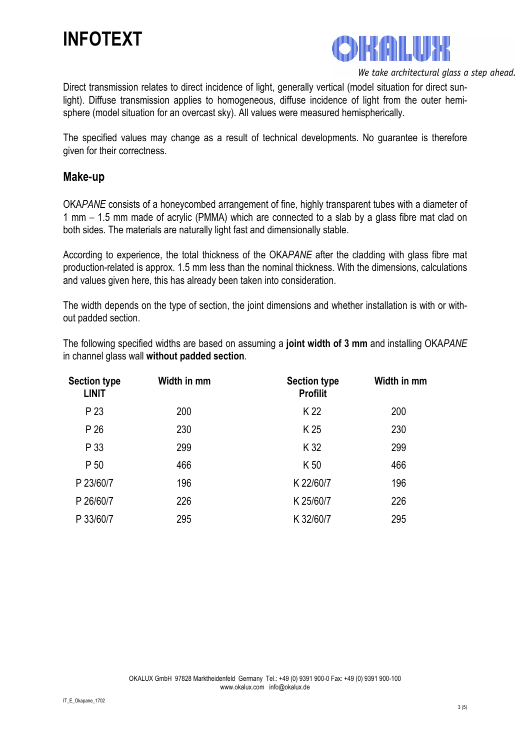Direct transmission relates to direct incidence of light, generally vertical (model situation for direct sunlight). Diffuse transmission applies to homogeneous, diffuse incidence of light from the outer hemisphere (model situation for an overcast sky). All values were measured hemispherically.

The specified values may change as a result of technical developments. No guarantee is therefore given for their correctness.

## Make-up

OKA*PANE* consists of a honeycombed arrangement of fine, highly transparent tubes with a diameter of 1 mm – 1.5 mm made of acrylic (PMMA) which are connected to a slab by a glass fibre mat clad on both sides. The materials are naturally light fast and dimensionally stable.

According to experience, the total thickness of the OKA*PANE* after the cladding with glass fibre mat production-related is approx. 1.5 mm less than the nominal thickness. With the dimensions, calculations and values given here, this has already been taken into consideration.

The width depends on the type of section, the joint dimensions and whether installation is with or without padded section.

The following specified widths are based on assuming a **joint width of 3 mm** and installing OKA*PANE* in channel glass wall **without padded section**.

| Section type LINIT | Width in mm | Section type Profilit | Width in mm |
|---|---|---|---|
| P 23 | 200 | K 22 | 200 |
| P 26 | 230 | K 25 | 230 |
| P 33 | 299 | K 32 | 299 |
| P 50 | 466 | K 50 | 466 |
| P 23/60/7 | 196 | K 22/60/7 | 196 |
| P 26/60/7 | 226 | K 25/60/7 | 226 |
| P 33/60/7 | 295 | K 32/60/7 | 295 |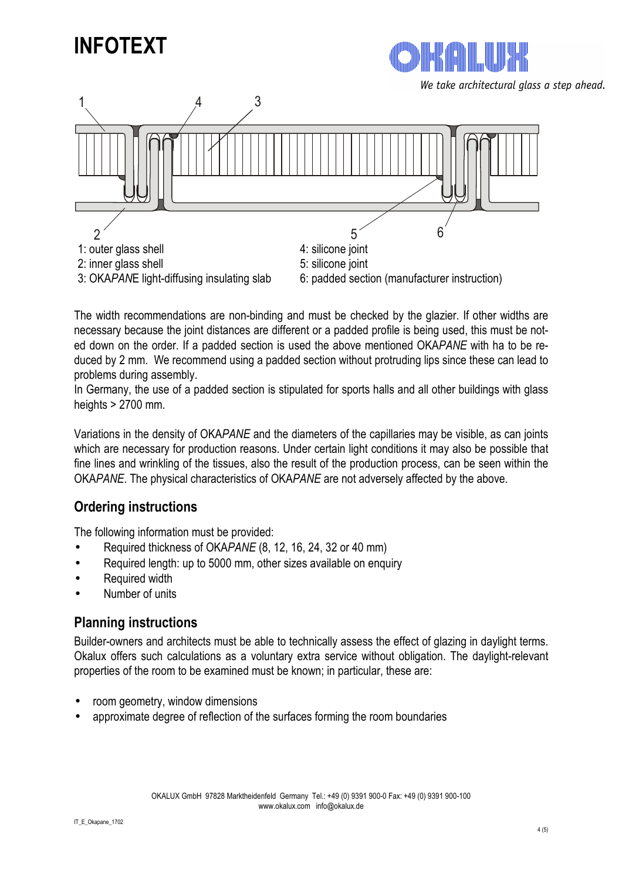1: outer glass shell
2: inner glass shell
3: OKA*PAN*E light-diffusing insulating slab
4: silicone joint
5: silicone joint
6: padded section (manufacturer instruction)

The width recommendations are non-binding and must be checked by the glazier. If other widths are necessary because the joint distances are different or a padded profile is being used, this must be noted down on the order. If a padded section is used the above mentioned OKA*PANE* with ha to be reduced by 2 mm. We recommend using a padded section without protruding lips since these can lead to problems during assembly.
In Germany, the use of a padded section is stipulated for sports halls and all other buildings with glass heights > 2700 mm.

Variations in the density of OKA*PANE* and the diameters of the capillaries may be visible, as can joints which are necessary for production reasons. Under certain light conditions it may also be possible that fine lines and wrinkling of the tissues, also the result of the production process, can be seen within the OKA*PANE*. The physical characteristics of OKA*PANE* are not adversely affected by the above.

## Ordering instructions

The following information must be provided:

- Required thickness of OKA*PANE* (8, 12, 16, 24, 32 or 40 mm)
- Required length: up to 5000 mm, other sizes available on enquiry
- Required width
- Number of units

## Planning instructions

Builder-owners and architects must be able to technically assess the effect of glazing in daylight terms. Okalux offers such calculations as a voluntary extra service without obligation. The daylight-relevant properties of the room to be examined must be known; in particular, these are:

- room geometry, window dimensions
- approximate degree of reflection of the surfaces forming the room boundaries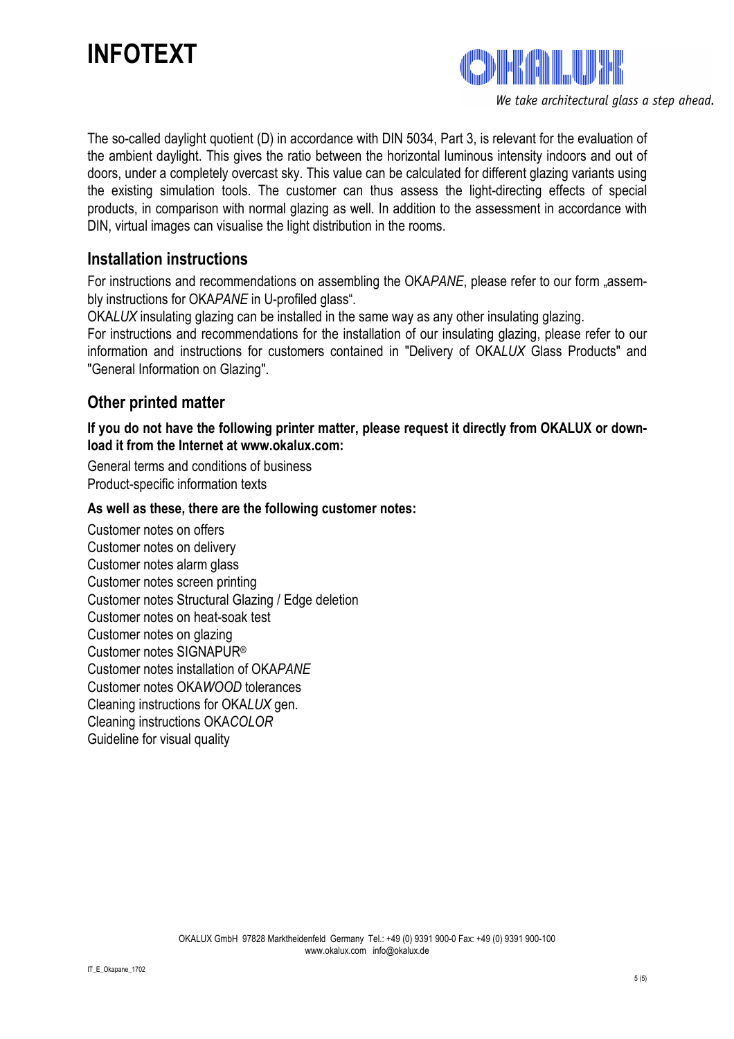The so-called daylight quotient (D) in accordance with DIN 5034, Part 3, is relevant for the evaluation of the ambient daylight. This gives the ratio between the horizontal luminous intensity indoors and out of doors, under a completely overcast sky. This value can be calculated for different glazing variants using the existing simulation tools. The customer can thus assess the light-directing effects of special products, in comparison with normal glazing as well. In addition to the assessment in accordance with DIN, virtual images can visualise the light distribution in the rooms.

## Installation instructions

For instructions and recommendations on assembling the OKA*PANE*, please refer to our form „assembly instructions for OKA*PANE* in U-profiled glass“.

OKA*LUX* insulating glazing can be installed in the same way as any other insulating glazing.

For instructions and recommendations for the installation of our insulating glazing, please refer to our information and instructions for customers contained in "Delivery of OKA*LUX* Glass Products" and "General Information on Glazing".

## Other printed matter

**If you do not have the following printer matter, please request it directly from OKALUX or download it from the Internet at www.okalux.com:**

General terms and conditions of business
Product-specific information texts

**As well as these, there are the following customer notes:**

Customer notes on offers
Customer notes on delivery
Customer notes alarm glass
Customer notes screen printing
Customer notes Structural Glazing / Edge deletion
Customer notes on heat-soak test
Customer notes on glazing
Customer notes SIGNAPUR®
Customer notes installation of OKA*PANE*
Customer notes OKA*WOOD* tolerances
Cleaning instructions for OKA*LUX* gen.
Cleaning instructions OKA*COLOR*
Guideline for visual quality